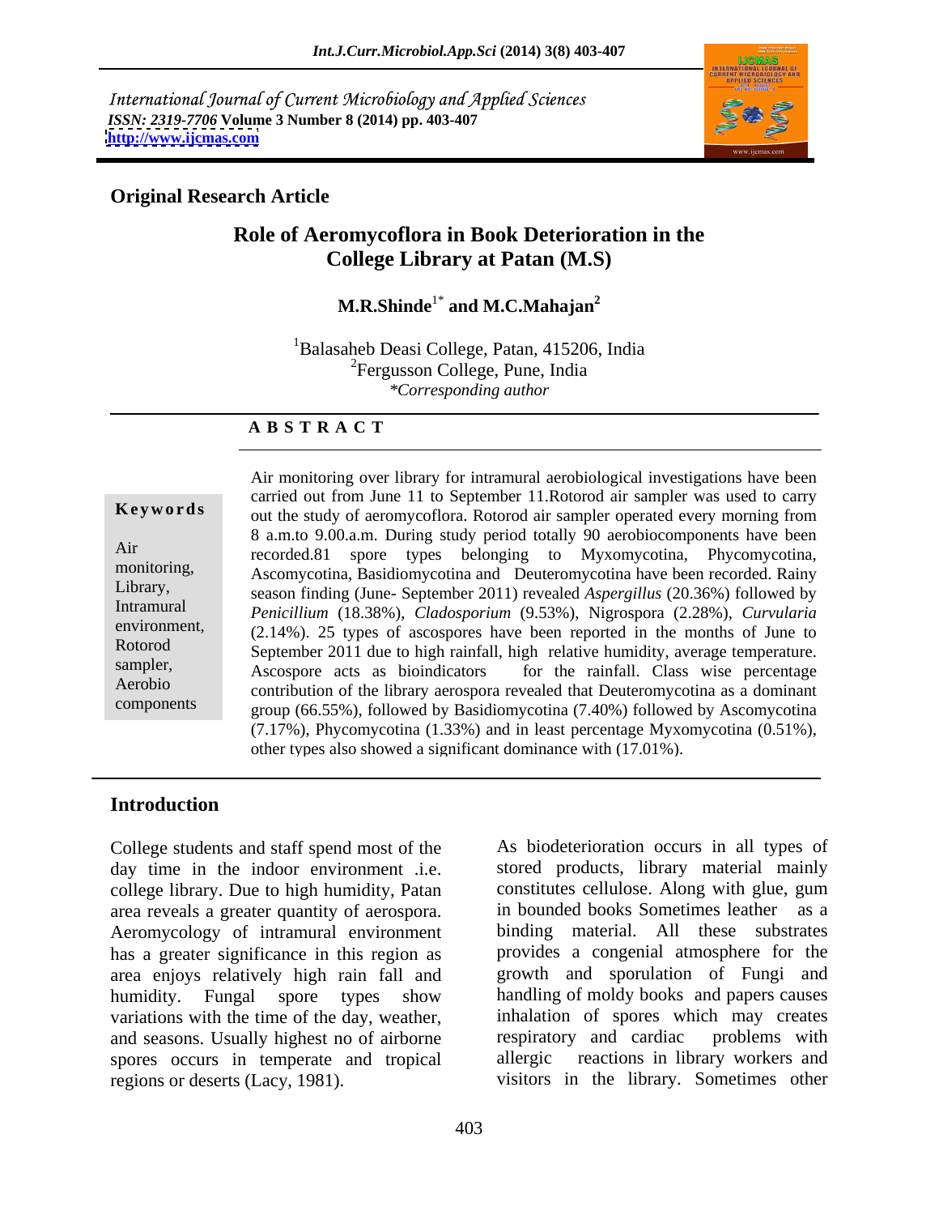International Journal of Current Microbiology and Applied Sciences
*ISSN: 2319-7706* **Volume 3 Number 8 (2014) pp. 403-407**
**http://www.ijcmas.com**

**Original Research Article**

# Role of Aeromycoflora in Book Deterioration in the College Library at Patan (M.S)

**M.R.Shinde[1*] and M.C.Mahajan[2]**

[1]Balasaheb Deasi College, Patan, 415206, India
[2]Fergusson College, Pune, India
*\*Corresponding author*

## A B S T R A C T

**Keywords**

Air monitoring, Library, Intramural environment, Rotorod sampler, Aerobio components

Air monitoring over library for intramural aerobiological investigations have been carried out from June 11 to September 11.Rotorod air sampler was used to carry out the study of aeromycoflora. Rotorod air sampler operated every morning from 8 a.m.to 9.00.a.m. During study period totally 90 aerobiocomponents have been recorded.81 spore types belonging to Myxomycotina, Phycomycotina, Ascomycotina, Basidiomycotina and Deuteromycotina have been recorded. Rainy season finding (June- September 2011) revealed *Aspergillus* (20.36%) followed by *Penicillium* (18.38%), *Cladosporium* (9.53%), Nigrospora (2.28%), *Curvularia* (2.14%). 25 types of ascospores have been reported in the months of June to September 2011 due to high rainfall, high relative humidity, average temperature. Ascospore acts as bioindicators for the rainfall. Class wise percentage contribution of the library aerospora revealed that Deuteromycotina as a dominant group (66.55%), followed by Basidiomycotina (7.40%) followed by Ascomycotina (7.17%), Phycomycotina (1.33%) and in least percentage Myxomycotina (0.51%), other types also showed a significant dominance with (17.01%).

## Introduction

College students and staff spend most of the day time in the indoor environment .i.e. college library. Due to high humidity, Patan area reveals a greater quantity of aerospora. Aeromycology of intramural environment has a greater significance in this region as area enjoys relatively high rain fall and humidity. Fungal spore types show variations with the time of the day, weather, and seasons. Usually highest no of airborne spores occurs in temperate and tropical regions or deserts (Lacy, 1981).

As biodeterioration occurs in all types of stored products, library material mainly constitutes cellulose. Along with glue, gum in bounded books Sometimes leather as a binding material. All these substrates provides a congenial atmosphere for the growth and sporulation of Fungi and handling of moldy books and papers causes inhalation of spores which may creates respiratory and cardiac problems with allergic reactions in library workers and visitors in the library. Sometimes other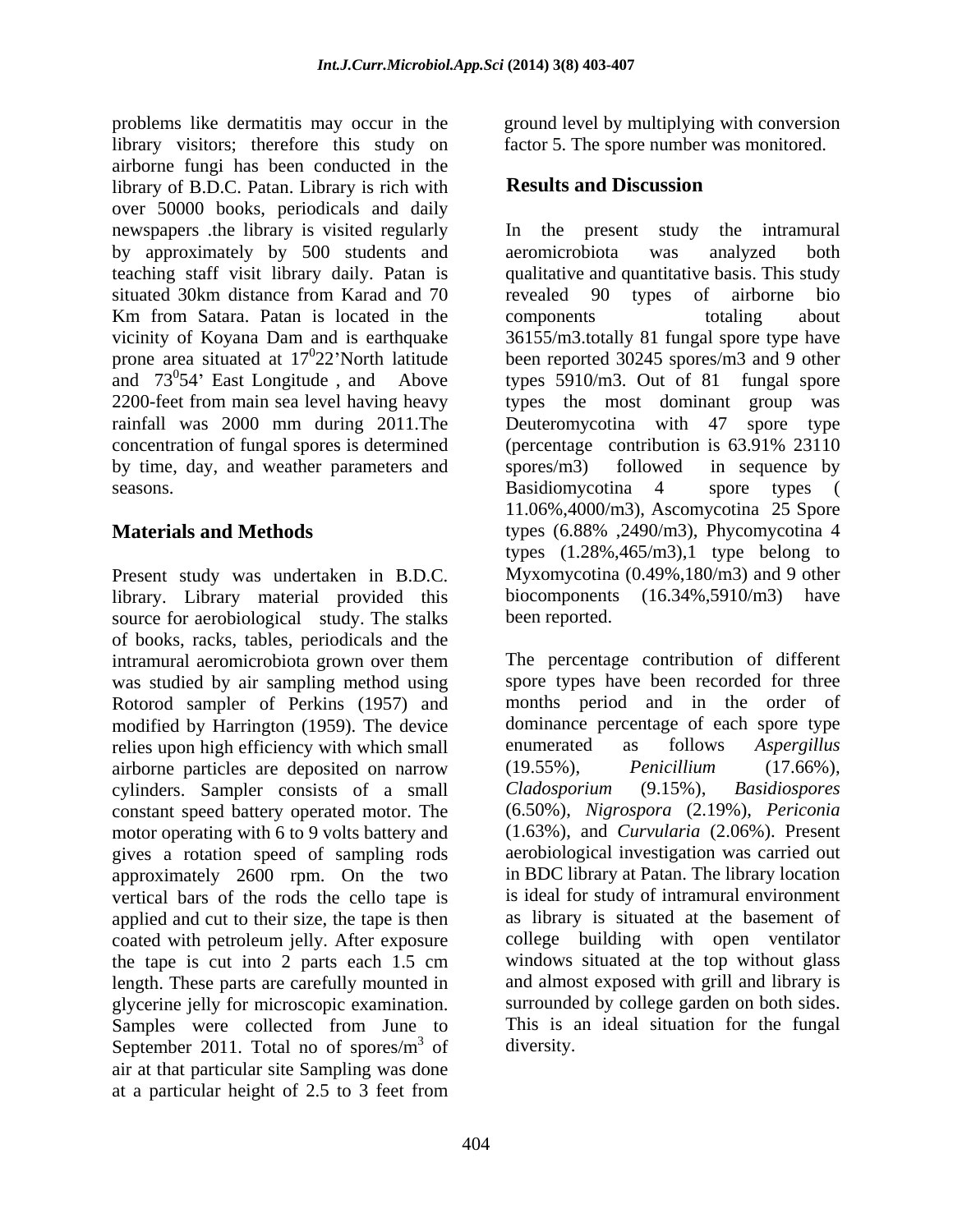problems like dermatitis may occur in the library visitors; therefore this study on airborne fungi has been conducted in the library of B.D.C. Patan. Library is rich with over 50000 books, periodicals and daily newspapers .the library is visited regularly by approximately by 500 students and teaching staff visit library daily. Patan is situated 30km distance from Karad and 70 Km from Satara. Patan is located in the vicinity of Koyana Dam and is earthquake prone area situated at $17^0 22$'North latitude and $73^0 54$' East Longitude , and Above 2200-feet from main sea level having heavy rainfall was 2000 mm during 2011.The concentration of fungal spores is determined by time, day, and weather parameters and seasons.

## Materials and Methods

Present study was undertaken in B.D.C. library. Library material provided this source for aerobiological study. The stalks of books, racks, tables, periodicals and the intramural aeromicrobiota grown over them was studied by air sampling method using Rotorod sampler of Perkins (1957) and modified by Harrington (1959). The device relies upon high efficiency with which small airborne particles are deposited on narrow cylinders. Sampler consists of a small constant speed battery operated motor. The motor operating with 6 to 9 volts battery and gives a rotation speed of sampling rods approximately 2600 rpm. On the two vertical bars of the rods the cello tape is applied and cut to their size, the tape is then coated with petroleum jelly. After exposure the tape is cut into 2 parts each 1.5 cm length. These parts are carefully mounted in glycerine jelly for microscopic examination. Samples were collected from June to September 2011. Total no of spores/$m^3$ of air at that particular site Sampling was done at a particular height of 2.5 to 3 feet from ground level by multiplying with conversion factor 5. The spore number was monitored.

## Results and Discussion

In the present study the intramural aeromicrobiota was analyzed both qualitative and quantitative basis. This study revealed 90 types of airborne bio components totaling about 36155/m3.totally 81 fungal spore type have been reported 30245 spores/m3 and 9 other types 5910/m3. Out of 81 fungal spore types the most dominant group was Deuteromycotina with 47 spore type (percentage contribution is 63.91% 23110 spores/m3) followed in sequence by Basidiomycotina 4 spore types ( 11.06%,4000/m3), Ascomycotina 25 Spore types (6.88% ,2490/m3), Phycomycotina 4 types (1.28%,465/m3),1 type belong to Myxomycotina (0.49%,180/m3) and 9 other biocomponents (16.34%,5910/m3) have been reported.

The percentage contribution of different spore types have been recorded for three months period and in the order of dominance percentage of each spore type enumerated as follows *Aspergillus* (19.55%), *Penicillium* (17.66%), *Cladosporium* (9.15%), *Basidiospores* (6.50%), *Nigrospora* (2.19%), *Periconia* (1.63%), and *Curvularia* (2.06%). Present aerobiological investigation was carried out in BDC library at Patan. The library location is ideal for study of intramural environment as library is situated at the basement of college building with open ventilator windows situated at the top without glass and almost exposed with grill and library is surrounded by college garden on both sides. This is an ideal situation for the fungal diversity.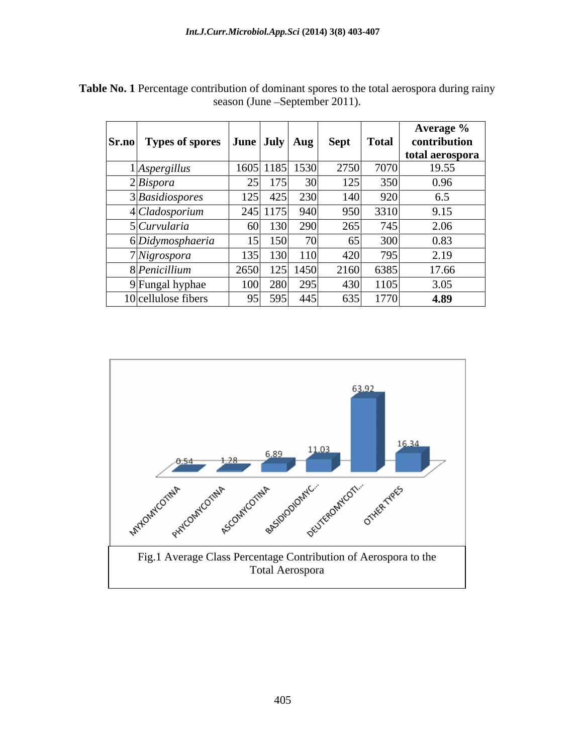**Table No. 1** Percentage contribution of dominant spores to the total aerospora during rainy season (June –September 2011).

| Sr.no | Types of spores | June | July | Aug | Sept | Total | Average % contribution total aerospora |
|---|---|---|---|---|---|---|---|
| 1 | *Aspergillus* | 1605 | 1185 | 1530 | 2750 | 7070 | 19.55 |
| 2 | *Bispora* | 25 | 175 | 30 | 125 | 350 | 0.96 |
| 3 | *Basidiospores* | 125 | 425 | 230 | 140 | 920 | 6.5 |
| 4 | *Cladosporium* | 245 | 1175 | 940 | 950 | 3310 | 9.15 |
| 5 | *Curvularia* | 60 | 130 | 290 | 265 | 745 | 2.06 |
| 6 | *Didymosphaeria* | 15 | 150 | 70 | 65 | 300 | 0.83 |
| 7 | *Nigrospora* | 135 | 130 | 110 | 420 | 795 | 2.19 |
| 8 | *Penicillium* | 2650 | 125 | 1450 | 2160 | 6385 | 17.66 |
| 9 | Fungal hyphae | 100 | 280 | 295 | 430 | 1105 | 3.05 |
| 10 | cellulose fibers | 95 | 595 | 445 | 635 | 1770 | **4.89** |

Fig.1 Average Class Percentage Contribution of Aerospora to the Total Aerospora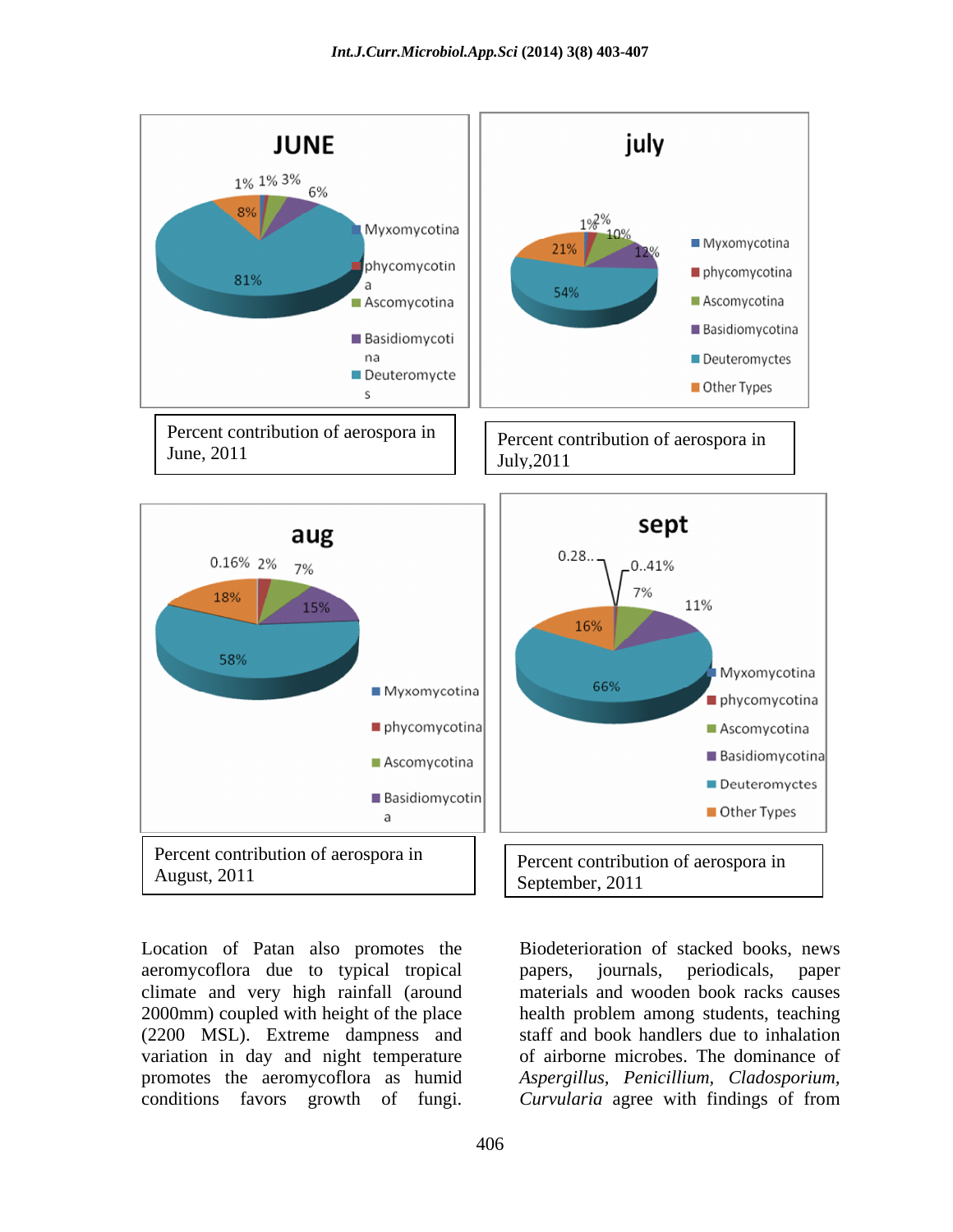Percent contribution of aerospora in June, 2011

Percent contribution of aerospora in July,2011

Percent contribution of aerospora in August, 2011

Percent contribution of aerospora in September, 2011

Location of Patan also promotes the aeromycoflora due to typical tropical climate and very high rainfall (around 2000mm) coupled with height of the place (2200 MSL). Extreme dampness and variation in day and night temperature promotes the aeromycoflora as humid conditions favors growth of fungi. Biodeterioration of stacked books, news papers, journals, periodicals, paper materials and wooden book racks causes health problem among students, teaching staff and book handlers due to inhalation of airborne microbes. The dominance of *Aspergillus, Penicillium, Cladosporium, Curvularia* agree with findings of from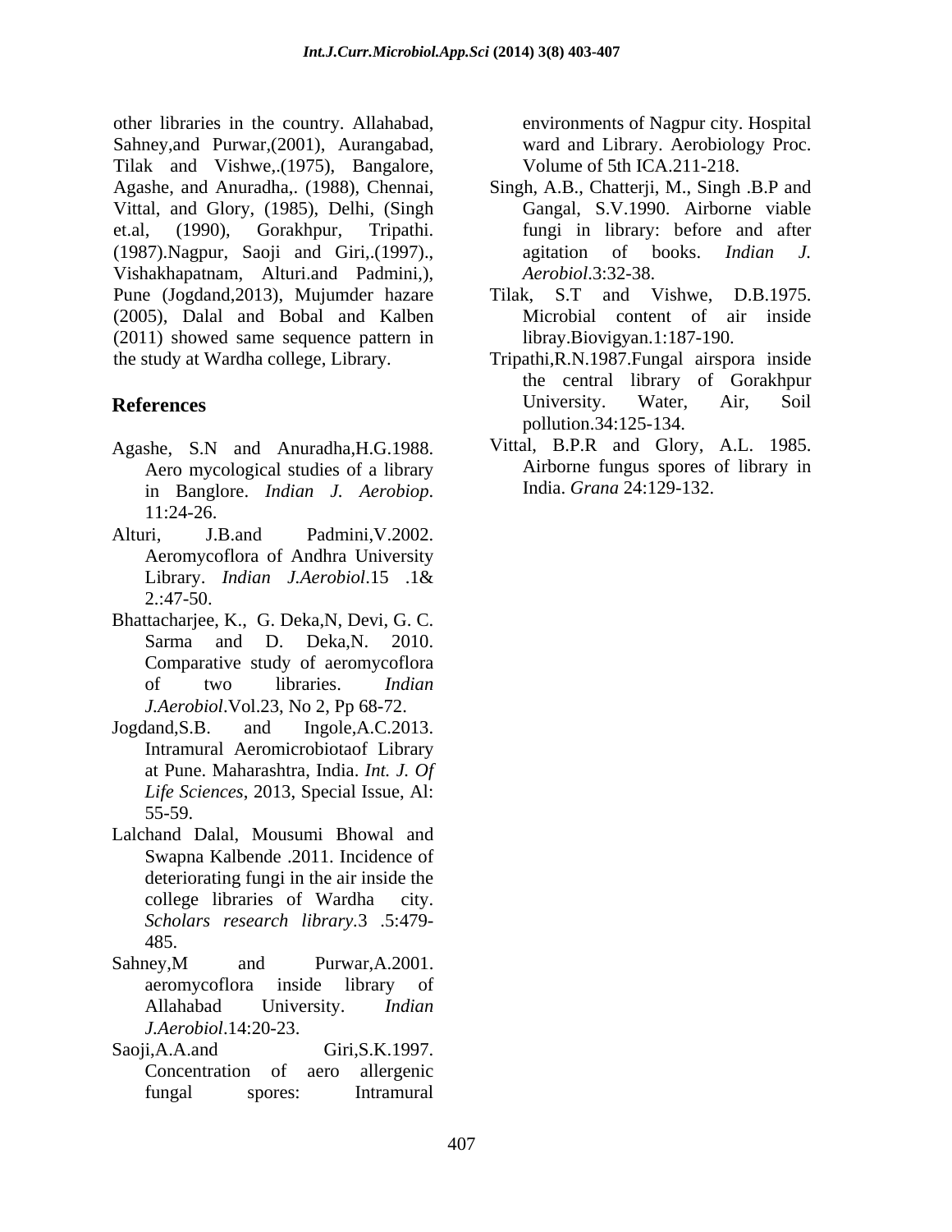other libraries in the country. Allahabad, Sahney,and Purwar,(2001), Aurangabad, Tilak and Vishwe,.(1975), Bangalore, Agashe, and Anuradha,. (1988), Chennai, Vittal, and Glory, (1985), Delhi, (Singh et.al, (1990), Gorakhpur, Tripathi. (1987).Nagpur, Saoji and Giri,.(1997)., Vishakhapatnam, Alturi.and Padmini,), Pune (Jogdand,2013), Mujumder hazare (2005), Dalal and Bobal and Kalben (2011) showed same sequence pattern in the study at Wardha college, Library.

## References

Agashe, S.N and Anuradha,H.G.1988. Aero mycological studies of a library in Banglore. *Indian J. Aerobiop*. 11:24-26.

Alturi, J.B.and Padmini,V.2002. Aeromycoflora of Andhra University Library. *Indian J.Aerobiol*.15 .1& 2.:47-50.

Bhattacharjee, K., G. Deka,N, Devi, G. C. Sarma and D. Deka,N. 2010. Comparative study of aeromycoflora of two libraries. *Indian J.Aerobiol*.Vol.23, No 2, Pp 68-72.

Jogdand,S.B. and Ingole,A.C.2013. Intramural Aeromicrobiotaof Library at Pune. Maharashtra, India. *Int. J. Of Life Sciences*, 2013, Special Issue, Al: 55-59.

Lalchand Dalal, Mousumi Bhowal and Swapna Kalbende .2011. Incidence of deteriorating fungi in the air inside the college libraries of Wardha city. *Scholars research library*.3 .5:479-485.

Sahney,M and Purwar,A.2001. aeromycoflora inside library of Allahabad University. *Indian J.Aerobiol*.14:20-23.

Saoji,A.A.and Giri,S.K.1997. Concentration of aero allergenic fungal spores: Intramural environments of Nagpur city. Hospital ward and Library. Aerobiology Proc. Volume of 5th ICA.211-218.

Singh, A.B., Chatterji, M., Singh .B.P and Gangal, S.V.1990. Airborne viable fungi in library: before and after agitation of books. *Indian J. Aerobiol*.3:32-38.

Tilak, S.T and Vishwe, D.B.1975. Microbial content of air inside libray.Biovigyan.1:187-190.

Tripathi,R.N.1987.Fungal airspora inside the central library of Gorakhpur University. Water, Air, Soil pollution.34:125-134.

Vittal, B.P.R and Glory, A.L. 1985. Airborne fungus spores of library in India. *Grana* 24:129-132.